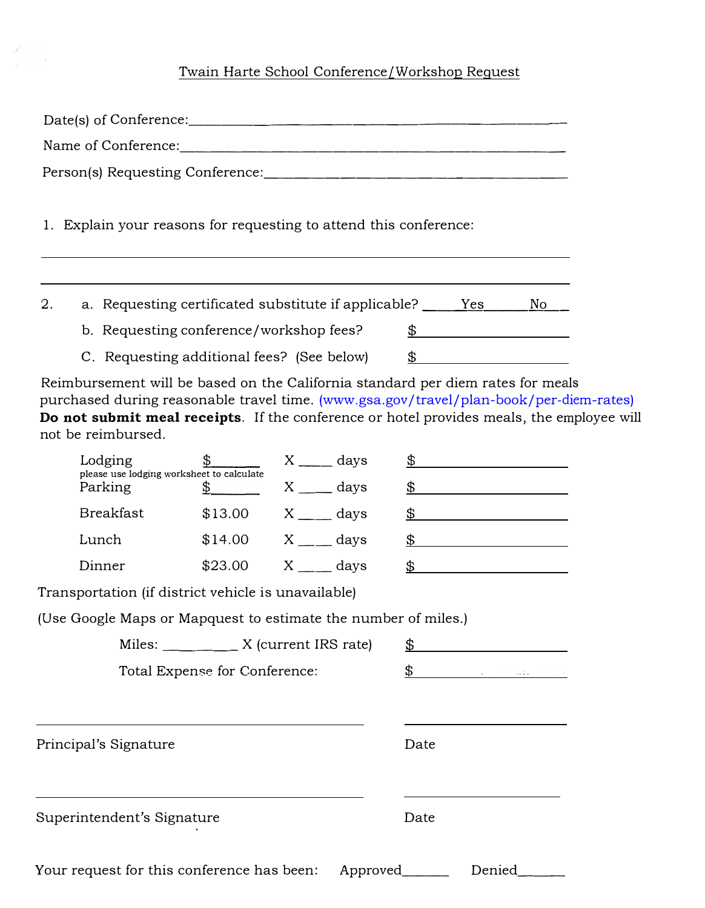# Twain Harte School Conference/Workshop Request

Date(s) of Conference:________________________________________________

Name of Conference:__________________________________________________

Person(s) Requesting Conference:_______________________________________

1. Explain your reasons for requesting to attend this conference:

______________________________________________________________________

______________________________________________________________________

2. a. Requesting certificated substitute if applicable? _____Yes______No__

   b. Requesting conference/workshop fees? $____________________

   C. Requesting additional fees? (See below) $____________________

Reimbursement will be based on the California standard per diem rates for meals purchased during reasonable travel time. (www.gsa.gov/travel/plan-book/per-diem-rates) **Do not submit meal receipts**. If the conference or hotel provides meals, the employee will not be reimbursed.

| | | | |
|---|---|---|---|
| Lodging (please use lodging worksheet to calculate) | $_______ | X ____ days | $____________________ |
| Parking | $_______ | X ____ days | $____________________ |
| Breakfast | $13.00 | X ____ days | $____________________ |
| Lunch | $14.00 | X ____ days | $____________________ |
| Dinner | $23.00 | X ____ days | $____________________ |

Transportation (if district vehicle is unavailable)

(Use Google Maps or Mapquest to estimate the number of miles.)

Miles: _________ X (current IRS rate) $____________________

Total Expense for Conference: $____________________

_______________________________________ ____________________

Principal's Signature Date

_______________________________________ ____________________

Superintendent's Signature Date

Your request for this conference has been: Approved______ Denied______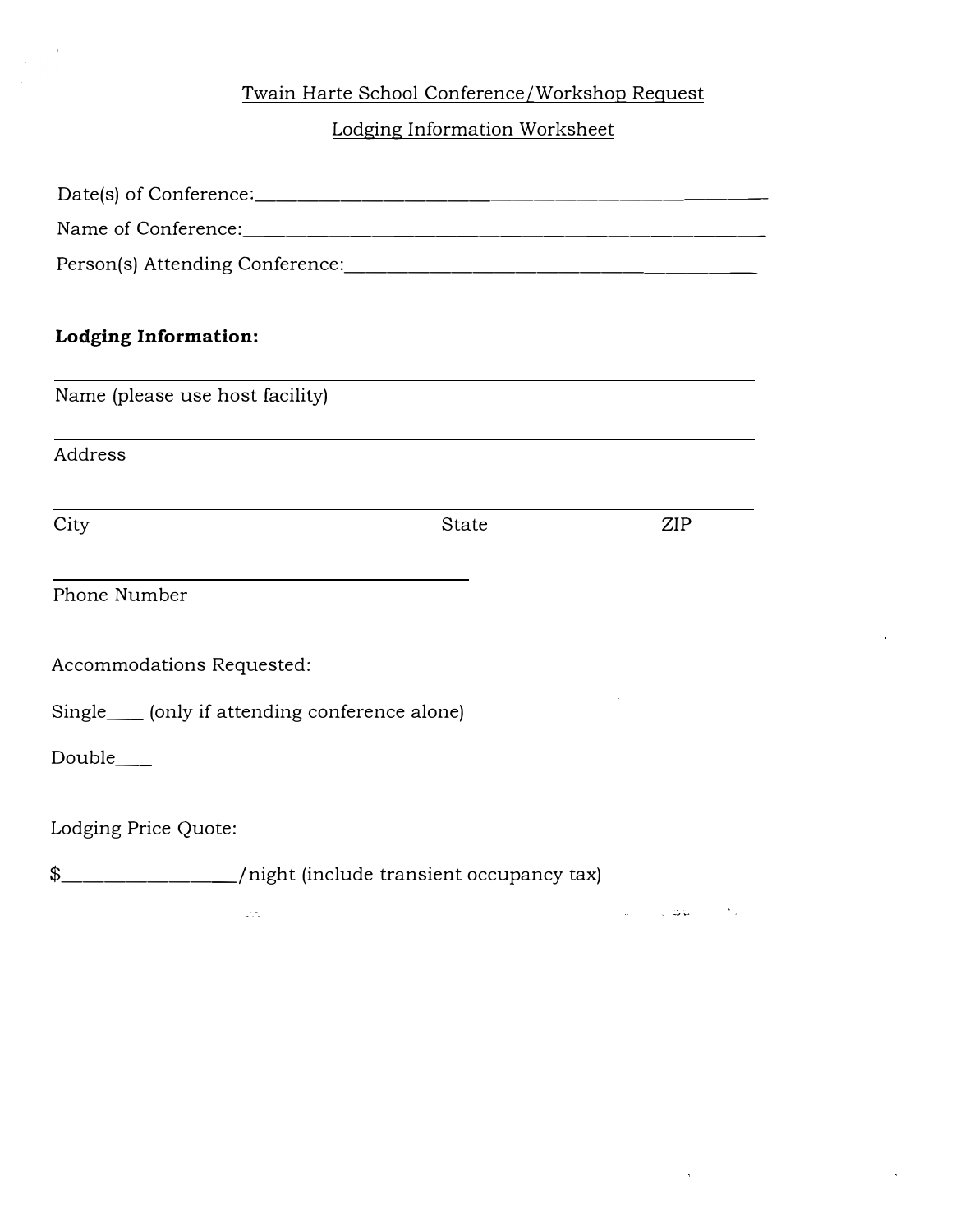Twain Harte School Conference/Workshop Request

Lodging Information Worksheet

Date(s) of Conference:_______________________________________________

Name of Conference:_________________________________________________

Person(s) Attending Conference:________________________________________

**Lodging Information:**

_______________________________________________________________

Name (please use host facility)

_______________________________________________________________

Address

_______________________________________________________________

City State ZIP

_________________________________

Phone Number

Accommodations Requested:

Single___ (only if attending conference alone)

Double___

Lodging Price Quote:

$________________/night (include transient occupancy tax)